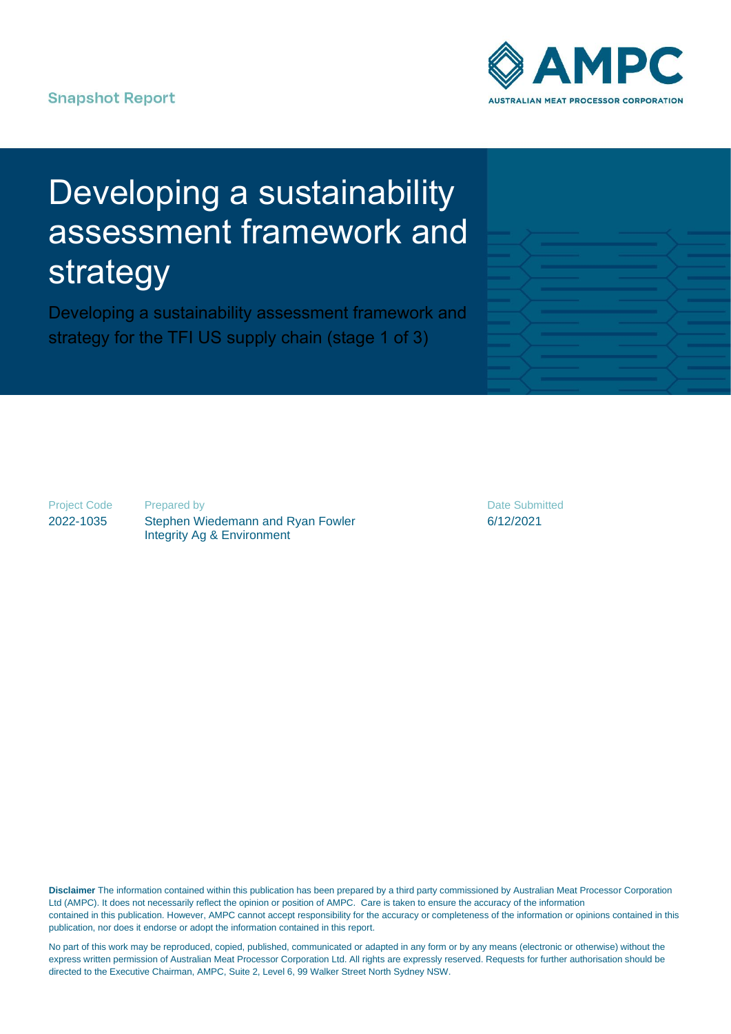Snapshot Report

AMPC
AUSTRALIAN MEAT PROCESSOR CORPORATION

# Developing a sustainability assessment framework and strategy

Developing a sustainability assessment framework and strategy for the TFI US supply chain (stage 1 of 3)

| Project Code | Prepared by | Date Submitted |
|---|---|---|
| 2022-1035 | Stephen Wiedemann and Ryan Fowler<br>Integrity Ag & Environment | 6/12/2021 |

**Disclaimer** The information contained within this publication has been prepared by a third party commissioned by Australian Meat Processor Corporation Ltd (AMPC). It does not necessarily reflect the opinion or position of AMPC. Care is taken to ensure the accuracy of the information contained in this publication. However, AMPC cannot accept responsibility for the accuracy or completeness of the information or opinions contained in this publication, nor does it endorse or adopt the information contained in this report.

No part of this work may be reproduced, copied, published, communicated or adapted in any form or by any means (electronic or otherwise) without the express written permission of Australian Meat Processor Corporation Ltd. All rights are expressly reserved. Requests for further authorisation should be directed to the Executive Chairman, AMPC, Suite 2, Level 6, 99 Walker Street North Sydney NSW.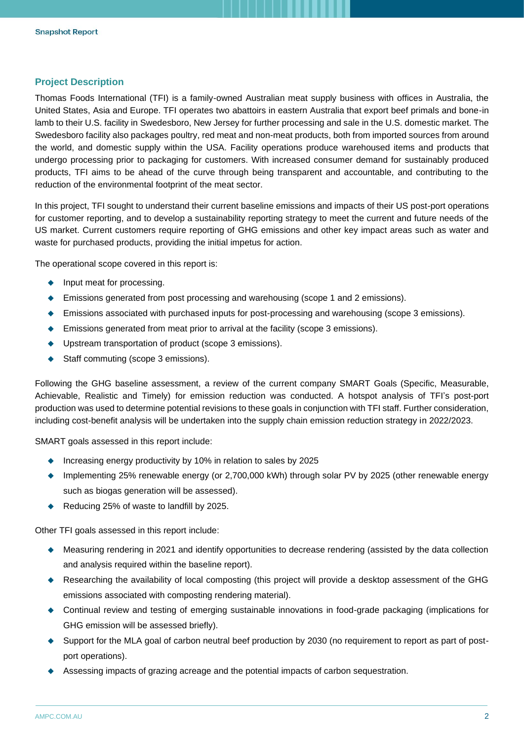## Project Description

Thomas Foods International (TFI) is a family-owned Australian meat supply business with offices in Australia, the United States, Asia and Europe. TFI operates two abattoirs in eastern Australia that export beef primals and bone-in lamb to their U.S. facility in Swedesboro, New Jersey for further processing and sale in the U.S. domestic market. The Swedesboro facility also packages poultry, red meat and non-meat products, both from imported sources from around the world, and domestic supply within the USA. Facility operations produce warehoused items and products that undergo processing prior to packaging for customers. With increased consumer demand for sustainably produced products, TFI aims to be ahead of the curve through being transparent and accountable, and contributing to the reduction of the environmental footprint of the meat sector.

In this project, TFI sought to understand their current baseline emissions and impacts of their US post-port operations for customer reporting, and to develop a sustainability reporting strategy to meet the current and future needs of the US market. Current customers require reporting of GHG emissions and other key impact areas such as water and waste for purchased products, providing the initial impetus for action.

The operational scope covered in this report is:

- Input meat for processing.
- Emissions generated from post processing and warehousing (scope 1 and 2 emissions).
- Emissions associated with purchased inputs for post-processing and warehousing (scope 3 emissions).
- Emissions generated from meat prior to arrival at the facility (scope 3 emissions).
- Upstream transportation of product (scope 3 emissions).
- Staff commuting (scope 3 emissions).

Following the GHG baseline assessment, a review of the current company SMART Goals (Specific, Measurable, Achievable, Realistic and Timely) for emission reduction was conducted. A hotspot analysis of TFI's post-port production was used to determine potential revisions to these goals in conjunction with TFI staff. Further consideration, including cost-benefit analysis will be undertaken into the supply chain emission reduction strategy in 2022/2023.

SMART goals assessed in this report include:

- Increasing energy productivity by 10% in relation to sales by 2025
- Implementing 25% renewable energy (or 2,700,000 kWh) through solar PV by 2025 (other renewable energy such as biogas generation will be assessed).
- Reducing 25% of waste to landfill by 2025.

Other TFI goals assessed in this report include:

- Measuring rendering in 2021 and identify opportunities to decrease rendering (assisted by the data collection and analysis required within the baseline report).
- Researching the availability of local composting (this project will provide a desktop assessment of the GHG emissions associated with composting rendering material).
- Continual review and testing of emerging sustainable innovations in food-grade packaging (implications for GHG emission will be assessed briefly).
- Support for the MLA goal of carbon neutral beef production by 2030 (no requirement to report as part of post-port operations).
- Assessing impacts of grazing acreage and the potential impacts of carbon sequestration.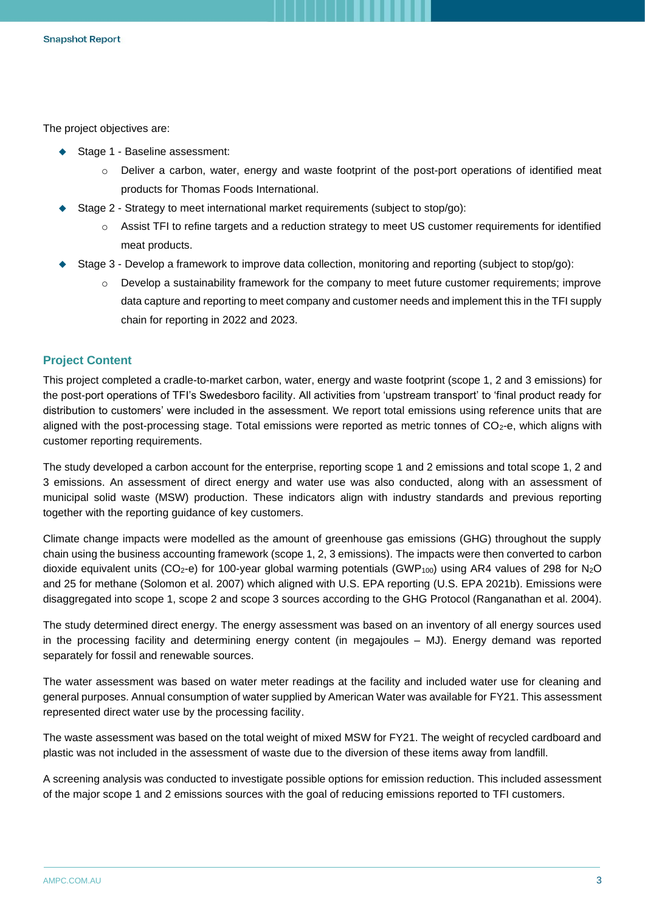The project objectives are:

- Stage 1 - Baseline assessment:
  - Deliver a carbon, water, energy and waste footprint of the post-port operations of identified meat products for Thomas Foods International.
- Stage 2 - Strategy to meet international market requirements (subject to stop/go):
  - Assist TFI to refine targets and a reduction strategy to meet US customer requirements for identified meat products.
- Stage 3 - Develop a framework to improve data collection, monitoring and reporting (subject to stop/go):
  - Develop a sustainability framework for the company to meet future customer requirements; improve data capture and reporting to meet company and customer needs and implement this in the TFI supply chain for reporting in 2022 and 2023.

## Project Content

This project completed a cradle-to-market carbon, water, energy and waste footprint (scope 1, 2 and 3 emissions) for the post-port operations of TFI's Swedesboro facility. All activities from 'upstream transport' to 'final product ready for distribution to customers' were included in the assessment. We report total emissions using reference units that are aligned with the post-processing stage. Total emissions were reported as metric tonnes of $CO_2$-e, which aligns with customer reporting requirements.

The study developed a carbon account for the enterprise, reporting scope 1 and 2 emissions and total scope 1, 2 and 3 emissions. An assessment of direct energy and water use was also conducted, along with an assessment of municipal solid waste (MSW) production. These indicators align with industry standards and previous reporting together with the reporting guidance of key customers.

Climate change impacts were modelled as the amount of greenhouse gas emissions (GHG) throughout the supply chain using the business accounting framework (scope 1, 2, 3 emissions). The impacts were then converted to carbon dioxide equivalent units ($CO_2$-e) for 100-year global warming potentials ($GWP_{100}$) using AR4 values of 298 for $N_2O$ and 25 for methane (Solomon et al. 2007) which aligned with U.S. EPA reporting (U.S. EPA 2021b). Emissions were disaggregated into scope 1, scope 2 and scope 3 sources according to the GHG Protocol (Ranganathan et al. 2004).

The study determined direct energy. The energy assessment was based on an inventory of all energy sources used in the processing facility and determining energy content (in megajoules – MJ). Energy demand was reported separately for fossil and renewable sources.

The water assessment was based on water meter readings at the facility and included water use for cleaning and general purposes. Annual consumption of water supplied by American Water was available for FY21. This assessment represented direct water use by the processing facility.

The waste assessment was based on the total weight of mixed MSW for FY21. The weight of recycled cardboard and plastic was not included in the assessment of waste due to the diversion of these items away from landfill.

A screening analysis was conducted to investigate possible options for emission reduction. This included assessment of the major scope 1 and 2 emissions sources with the goal of reducing emissions reported to TFI customers.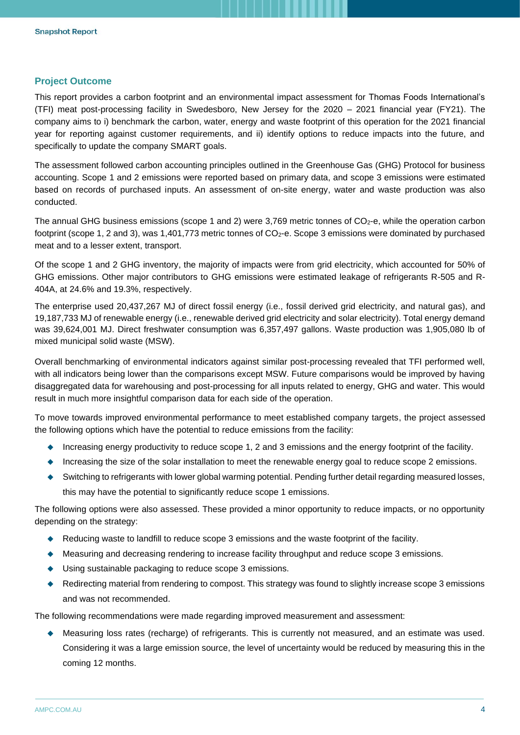## Project Outcome

This report provides a carbon footprint and an environmental impact assessment for Thomas Foods International's (TFI) meat post-processing facility in Swedesboro, New Jersey for the 2020 – 2021 financial year (FY21). The company aims to i) benchmark the carbon, water, energy and waste footprint of this operation for the 2021 financial year for reporting against customer requirements, and ii) identify options to reduce impacts into the future, and specifically to update the company SMART goals.

The assessment followed carbon accounting principles outlined in the Greenhouse Gas (GHG) Protocol for business accounting. Scope 1 and 2 emissions were reported based on primary data, and scope 3 emissions were estimated based on records of purchased inputs. An assessment of on-site energy, water and waste production was also conducted.

The annual GHG business emissions (scope 1 and 2) were 3,769 metric tonnes of $CO_2$-e, while the operation carbon footprint (scope 1, 2 and 3), was 1,401,773 metric tonnes of $CO_2$-e. Scope 3 emissions were dominated by purchased meat and to a lesser extent, transport.

Of the scope 1 and 2 GHG inventory, the majority of impacts were from grid electricity, which accounted for 50% of GHG emissions. Other major contributors to GHG emissions were estimated leakage of refrigerants R-505 and R-404A, at 24.6% and 19.3%, respectively.

The enterprise used 20,437,267 MJ of direct fossil energy (i.e., fossil derived grid electricity, and natural gas), and 19,187,733 MJ of renewable energy (i.e., renewable derived grid electricity and solar electricity). Total energy demand was 39,624,001 MJ. Direct freshwater consumption was 6,357,497 gallons. Waste production was 1,905,080 lb of mixed municipal solid waste (MSW).

Overall benchmarking of environmental indicators against similar post-processing revealed that TFI performed well, with all indicators being lower than the comparisons except MSW. Future comparisons would be improved by having disaggregated data for warehousing and post-processing for all inputs related to energy, GHG and water. This would result in much more insightful comparison data for each side of the operation.

To move towards improved environmental performance to meet established company targets, the project assessed the following options which have the potential to reduce emissions from the facility:

- Increasing energy productivity to reduce scope 1, 2 and 3 emissions and the energy footprint of the facility.
- Increasing the size of the solar installation to meet the renewable energy goal to reduce scope 2 emissions.
- Switching to refrigerants with lower global warming potential. Pending further detail regarding measured losses, this may have the potential to significantly reduce scope 1 emissions.

The following options were also assessed. These provided a minor opportunity to reduce impacts, or no opportunity depending on the strategy:

- Reducing waste to landfill to reduce scope 3 emissions and the waste footprint of the facility.
- Measuring and decreasing rendering to increase facility throughput and reduce scope 3 emissions.
- Using sustainable packaging to reduce scope 3 emissions.
- Redirecting material from rendering to compost. This strategy was found to slightly increase scope 3 emissions and was not recommended.

The following recommendations were made regarding improved measurement and assessment:

- Measuring loss rates (recharge) of refrigerants. This is currently not measured, and an estimate was used. Considering it was a large emission source, the level of uncertainty would be reduced by measuring this in the coming 12 months.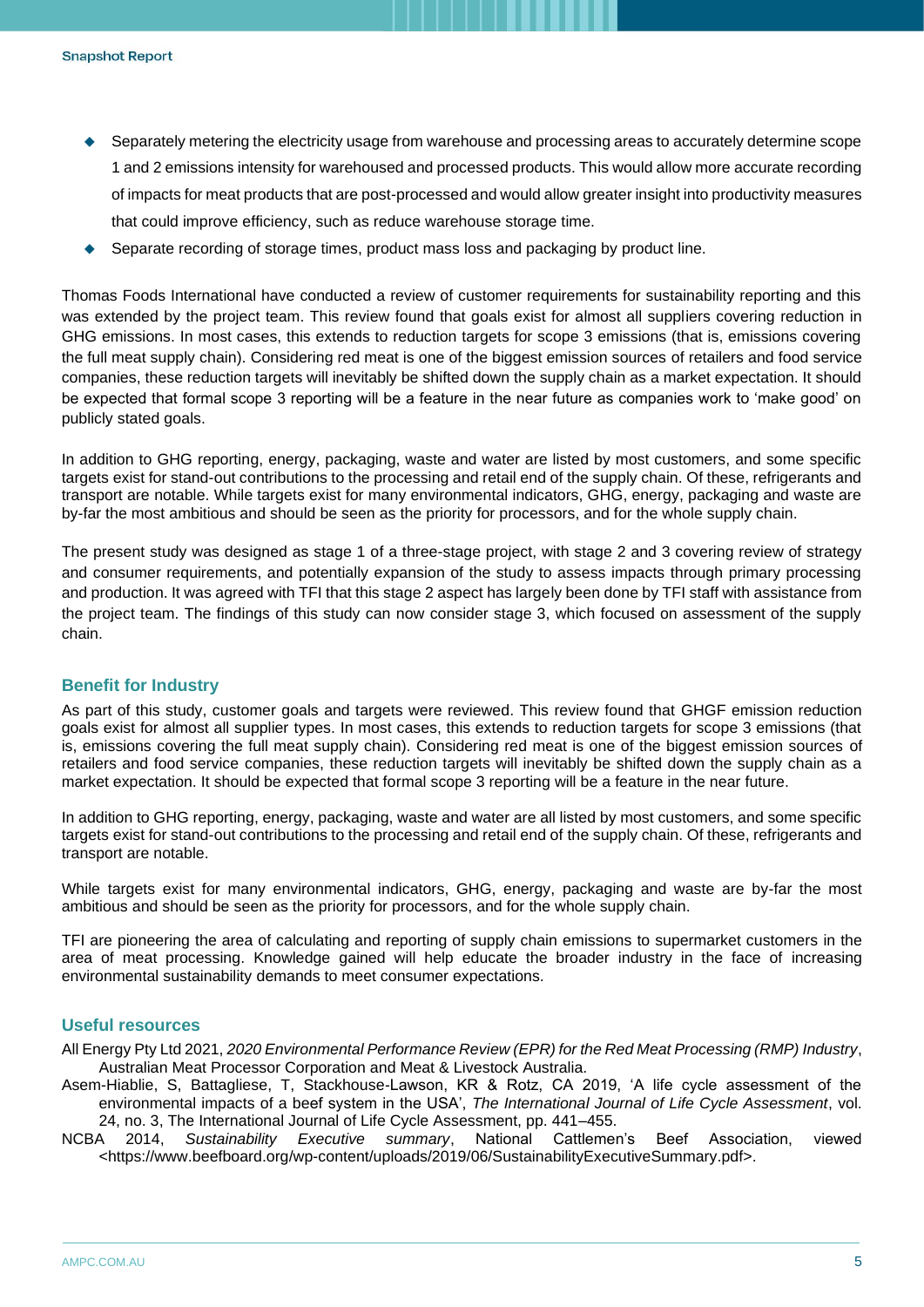- Separately metering the electricity usage from warehouse and processing areas to accurately determine scope 1 and 2 emissions intensity for warehoused and processed products. This would allow more accurate recording of impacts for meat products that are post-processed and would allow greater insight into productivity measures that could improve efficiency, such as reduce warehouse storage time.
- Separate recording of storage times, product mass loss and packaging by product line.

Thomas Foods International have conducted a review of customer requirements for sustainability reporting and this was extended by the project team. This review found that goals exist for almost all suppliers covering reduction in GHG emissions. In most cases, this extends to reduction targets for scope 3 emissions (that is, emissions covering the full meat supply chain). Considering red meat is one of the biggest emission sources of retailers and food service companies, these reduction targets will inevitably be shifted down the supply chain as a market expectation. It should be expected that formal scope 3 reporting will be a feature in the near future as companies work to 'make good' on publicly stated goals.

In addition to GHG reporting, energy, packaging, waste and water are listed by most customers, and some specific targets exist for stand-out contributions to the processing and retail end of the supply chain. Of these, refrigerants and transport are notable. While targets exist for many environmental indicators, GHG, energy, packaging and waste are by-far the most ambitious and should be seen as the priority for processors, and for the whole supply chain.

The present study was designed as stage 1 of a three-stage project, with stage 2 and 3 covering review of strategy and consumer requirements, and potentially expansion of the study to assess impacts through primary processing and production. It was agreed with TFI that this stage 2 aspect has largely been done by TFI staff with assistance from the project team. The findings of this study can now consider stage 3, which focused on assessment of the supply chain.

## Benefit for Industry

As part of this study, customer goals and targets were reviewed. This review found that GHGF emission reduction goals exist for almost all supplier types. In most cases, this extends to reduction targets for scope 3 emissions (that is, emissions covering the full meat supply chain). Considering red meat is one of the biggest emission sources of retailers and food service companies, these reduction targets will inevitably be shifted down the supply chain as a market expectation. It should be expected that formal scope 3 reporting will be a feature in the near future.

In addition to GHG reporting, energy, packaging, waste and water are all listed by most customers, and some specific targets exist for stand-out contributions to the processing and retail end of the supply chain. Of these, refrigerants and transport are notable.

While targets exist for many environmental indicators, GHG, energy, packaging and waste are by-far the most ambitious and should be seen as the priority for processors, and for the whole supply chain.

TFI are pioneering the area of calculating and reporting of supply chain emissions to supermarket customers in the area of meat processing. Knowledge gained will help educate the broader industry in the face of increasing environmental sustainability demands to meet consumer expectations.

## Useful resources

All Energy Pty Ltd 2021, *2020 Environmental Performance Review (EPR) for the Red Meat Processing (RMP) Industry*, Australian Meat Processor Corporation and Meat & Livestock Australia.

Asem-Hiablie, S, Battagliese, T, Stackhouse-Lawson, KR & Rotz, CA 2019, 'A life cycle assessment of the environmental impacts of a beef system in the USA', *The International Journal of Life Cycle Assessment*, vol. 24, no. 3, The International Journal of Life Cycle Assessment, pp. 441–455.

NCBA 2014, *Sustainability Executive summary*, National Cattlemen's Beef Association, viewed <https://www.beefboard.org/wp-content/uploads/2019/06/SustainabilityExecutiveSummary.pdf>.